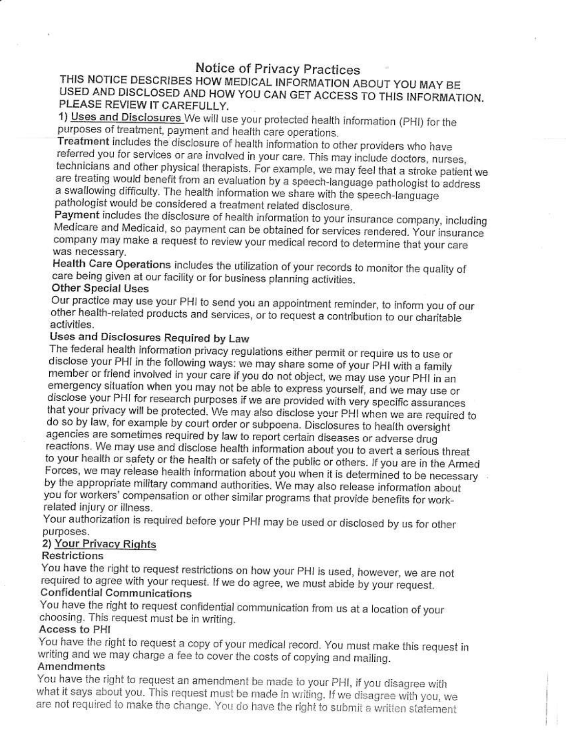# Notice of Privacy Practices

THIS NOTICE DESCRIBES HOW MEDICAL INFORMATION ABOUT YOU MAY BE USED AND DISCLOSED AND HOW YOU CAN GET ACCESS TO THIS INFORMATION. PLEASE REVIEW IT CAREFULLY.

**1) <u>Uses and Disclosures</u>** We will use your protected health information (PHI) for the purposes of treatment, payment and health care operations.

**Treatment** includes the disclosure of health information to other providers who have referred you for services or are involved in your care. This may include doctors, nurses, technicians and other physical therapists. For example, we may feel that a stroke patient we are treating would benefit from an evaluation by a speech-language pathologist to address a swallowing difficulty. The health information we share with the speech-language pathologist would be considered a treatment related disclosure.

**Payment** includes the disclosure of health information to your insurance company, including Medicare and Medicaid, so payment can be obtained for services rendered. Your insurance company may make a request to review your medical record to determine that your care was necessary.

**Health Care Operations** includes the utilization of your records to monitor the quality of care being given at our facility or for business planning activities.

**Other Special Uses**

Our practice may use your PHI to send you an appointment reminder, to inform you of our other health-related products and services, or to request a contribution to our charitable activities.

**Uses and Disclosures Required by Law**

The federal health information privacy regulations either permit or require us to use or disclose your PHI in the following ways: we may share some of your PHI with a family member or friend involved in your care if you do not object, we may use your PHI in an emergency situation when you may not be able to express yourself, and we may use or disclose your PHI for research purposes if we are provided with very specific assurances that your privacy will be protected. We may also disclose your PHI when we are required to do so by law, for example by court order or subpoena. Disclosures to health oversight agencies are sometimes required by law to report certain diseases or adverse drug reactions. We may use and disclose health information about you to avert a serious threat to your health or safety or the health or safety of the public or others. If you are in the Armed Forces, we may release health information about you when it is determined to be necessary by the appropriate military command authorities. We may also release information about you for workers' compensation or other similar programs that provide benefits for work-related injury or illness.

Your authorization is required before your PHI may be used or disclosed by us for other purposes.

**2) <u>Your Privacy Rights</u>**

**Restrictions**

You have the right to request restrictions on how your PHI is used, however, we are not required to agree with your request. If we do agree, we must abide by your request.

**Confidential Communications**

You have the right to request confidential communication from us at a location of your choosing. This request must be in writing.

**Access to PHI**

You have the right to request a copy of your medical record. You must make this request in writing and we may charge a fee to cover the costs of copying and mailing.

**Amendments**

You have the right to request an amendment be made to your PHI, if you disagree with what it says about you. This request must be made in writing. If we disagree with you, we are not required to make the change. You do have the right to submit a written statement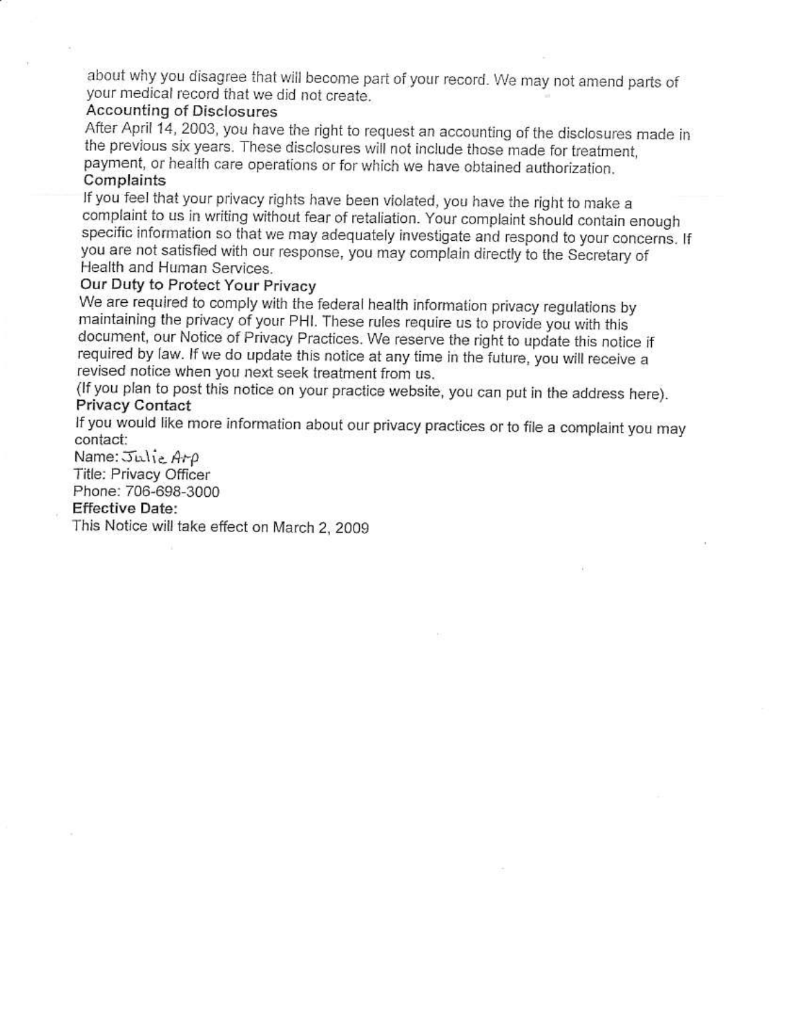about why you disagree that will become part of your record. We may not amend parts of your medical record that we did not create.

**Accounting of Disclosures**

After April 14, 2003, you have the right to request an accounting of the disclosures made in the previous six years. These disclosures will not include those made for treatment, payment, or health care operations or for which we have obtained authorization.

**Complaints**

If you feel that your privacy rights have been violated, you have the right to make a complaint to us in writing without fear of retaliation. Your complaint should contain enough specific information so that we may adequately investigate and respond to your concerns. If you are not satisfied with our response, you may complain directly to the Secretary of Health and Human Services.

**Our Duty to Protect Your Privacy**

We are required to comply with the federal health information privacy regulations by maintaining the privacy of your PHI. These rules require us to provide you with this document, our Notice of Privacy Practices. We reserve the right to update this notice if required by law. If we do update this notice at any time in the future, you will receive a revised notice when you next seek treatment from us.

(If you plan to post this notice on your practice website, you can put in the address here).

**Privacy Contact**

If you would like more information about our privacy practices or to file a complaint you may contact:

Name: Julie Arp
Title: Privacy Officer
Phone: 706-698-3000

**Effective Date:**

This Notice will take effect on March 2, 2009